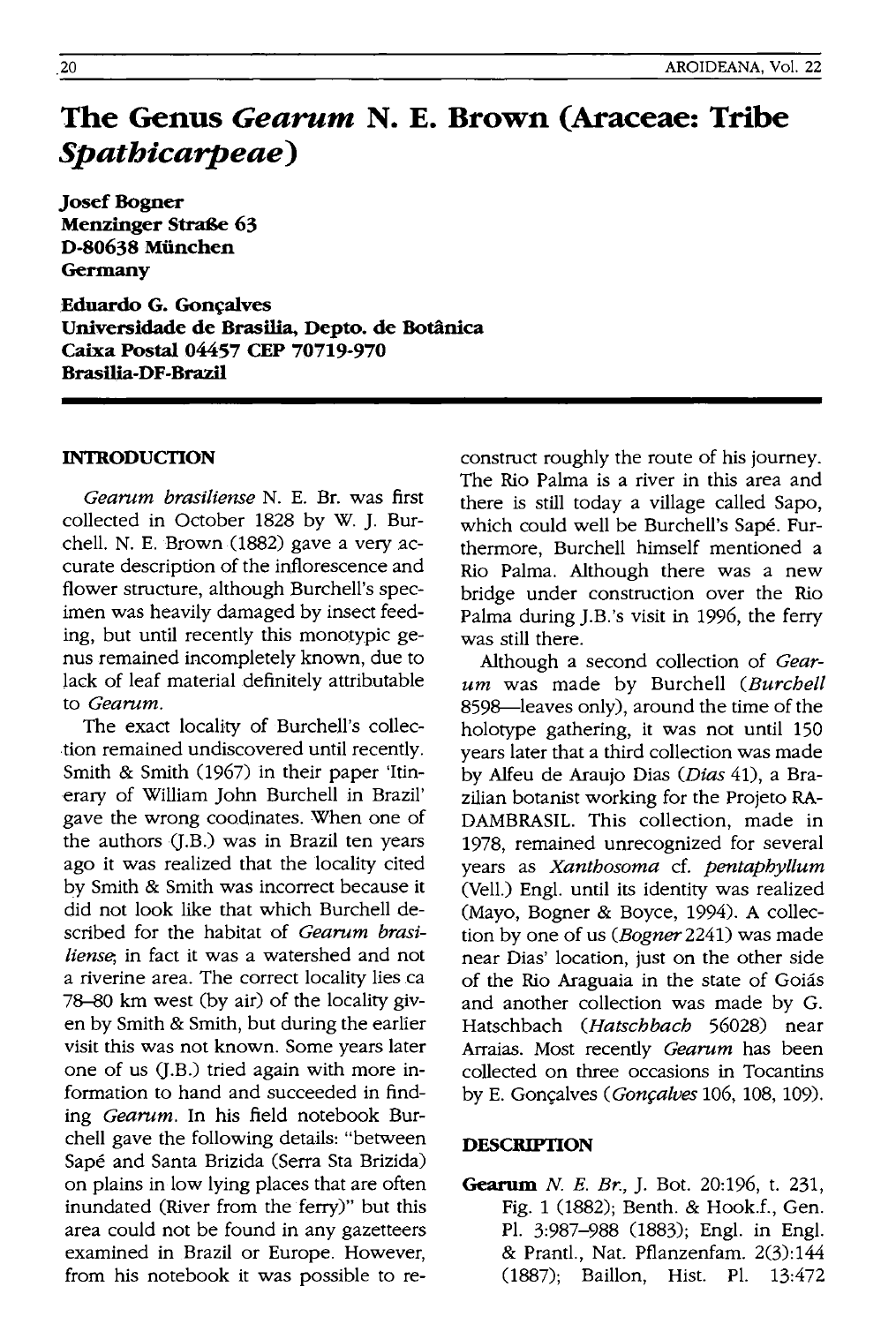# The Genus *Gearum* N. E. Brown (Araceae: Tribe *Spathicarpeae*)

**Josef Bogner**
**Menzinger Straße 63**
**D-80638 München**
**Germany**

**Eduardo G. Gonçalves**
**Universidade de Brasilia, Depto. de Botânica**
**Caixa Postal 04457 CEP 70719-970**
**Brasilia-DF-Brazil**

## INTRODUCTION

*Gearum brasiliense* N. E. Br. was first collected in October 1828 by W. J. Burchell. N. E. Brown (1882) gave a very accurate description of the inflorescence and flower structure, although Burchell's specimen was heavily damaged by insect feeding, but until recently this monotypic genus remained incompletely known, due to lack of leaf material definitely attributable to *Gearum*.

The exact locality of Burchell's collection remained undiscovered until recently. Smith & Smith (1967) in their paper 'Itinerary of William John Burchell in Brazil' gave the wrong coodinates. When one of the authors (J.B.) was in Brazil ten years ago it was realized that the locality cited by Smith & Smith was incorrect because it did not look like that which Burchell described for the habitat of *Gearum brasiliense*; in fact it was a watershed and not a riverine area. The correct locality lies ca 78–80 km west (by air) of the locality given by Smith & Smith, but during the earlier visit this was not known. Some years later one of us (J.B.) tried again with more information to hand and succeeded in finding *Gearum*. In his field notebook Burchell gave the following details: "between Sapé and Santa Brizida (Serra Sta Brizida) on plains in low lying places that are often inundated (River from the ferry)" but this area could not be found in any gazetteers examined in Brazil or Europe. However, from his notebook it was possible to reconstruct roughly the route of his journey. The Rio Palma is a river in this area and there is still today a village called Sapo, which could well be Burchell's Sapé. Furthermore, Burchell himself mentioned a Rio Palma. Although there was a new bridge under construction over the Rio Palma during J.B.'s visit in 1996, the ferry was still there.

Although a second collection of *Gearum* was made by Burchell (*Burchell* 8598—leaves only), around the time of the holotype gathering, it was not until 150 years later that a third collection was made by Alfeu de Araujo Dias (*Dias* 41), a Brazilian botanist working for the Projeto RADAMBRASIL. This collection, made in 1978, remained unrecognized for several years as *Xanthosoma* cf. *pentaphyllum* (Vell.) Engl. until its identity was realized (Mayo, Bogner & Boyce, 1994). A collection by one of us (*Bogner* 2241) was made near Dias' location, just on the other side of the Rio Araguaia in the state of Goiás and another collection was made by G. Hatschbach (*Hatschbach* 56028) near Arraias. Most recently *Gearum* has been collected on three occasions in Tocantins by E. Gonçalves (*Gonçalves* 106, 108, 109).

## DESCRIPTION

**Gearum** *N. E. Br.*, J. Bot. 20:196, t. 231, Fig. 1 (1882); Benth. & Hook.f., Gen. Pl. 3:987–988 (1883); Engl. in Engl. & Prantl., Nat. Pflanzenfam. 2(3):144 (1887); Baillon, Hist. Pl. 13:472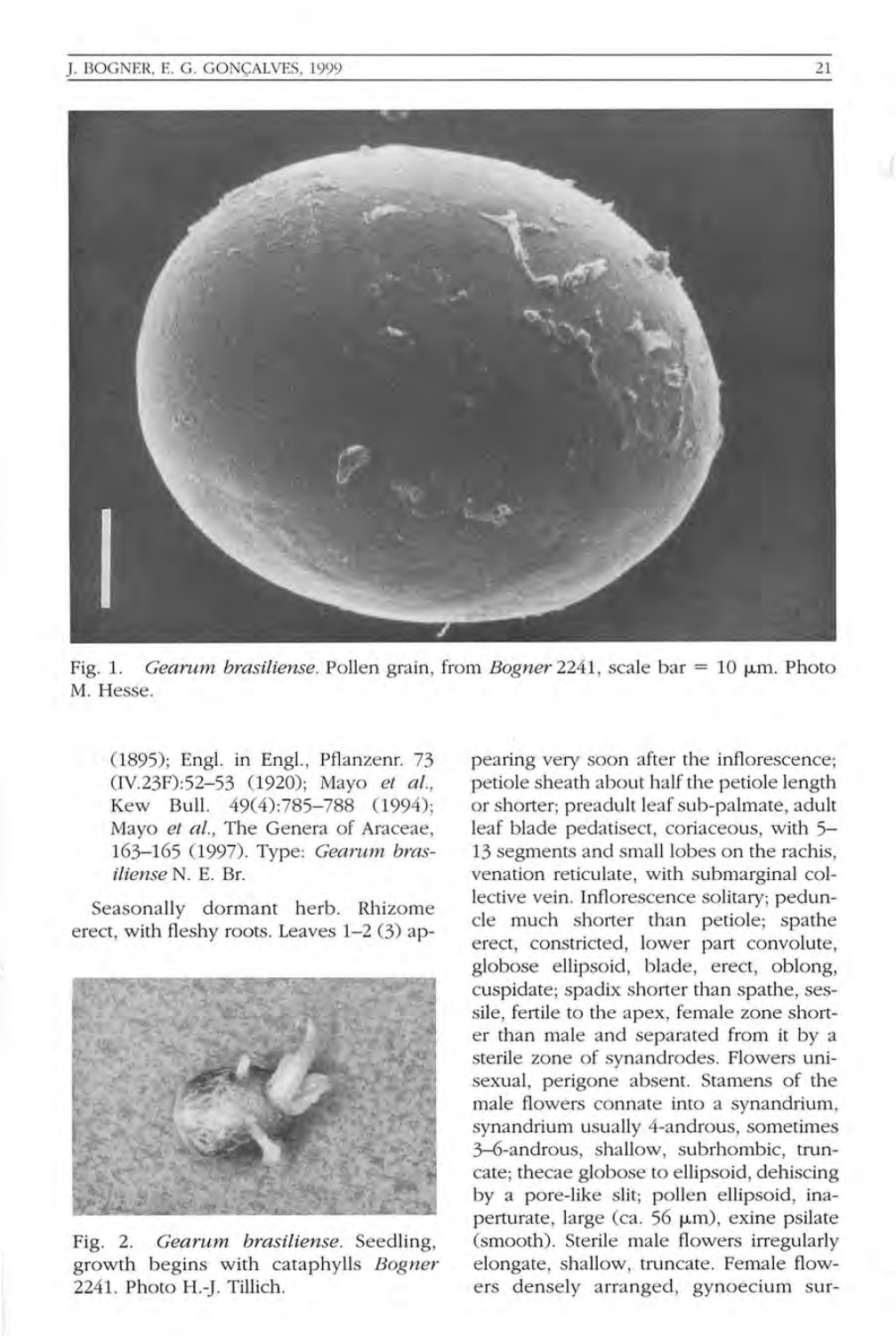Fig. 1. *Gearum brasiliense*. Pollen grain, from *Bogner* 2241, scale bar = 10 μm. Photo M. Hesse.

(1895); Engl. in Engl., Pflanzenr. 73 (IV.23F):52–53 (1920); Mayo *et al.*, Kew Bull. 49(4):785–788 (1994); Mayo *et al.*, The Genera of Araceae, 163–165 (1997). Type: *Gearum brasiliense* N. E. Br.

Seasonally dormant herb. Rhizome erect, with fleshy roots. Leaves 1–2 (3) appearing very soon after the inflorescence; petiole sheath about half the petiole length or shorter; preadult leaf sub-palmate, adult leaf blade pedatisect, coriaceous, with 5–13 segments and small lobes on the rachis, venation reticulate, with submarginal collective vein. Inflorescence solitary; peduncle much shorter than petiole; spathe erect, constricted, lower part convolute, globose ellipsoid, blade, erect, oblong, cuspidate; spadix shorter than spathe, sessile, fertile to the apex, female zone shorter than male and separated from it by a sterile zone of synandrodes. Flowers unisexual, perigone absent. Stamens of the male flowers connate into a synandrium, synandrium usually 4-androus, sometimes 3–6-androus, shallow, subrhombic, truncate; thecae globose to ellipsoid, dehiscing by a pore-like slit; pollen ellipsoid, inaperturate, large (ca. 56 μm), exine psilate (smooth). Sterile male flowers irregularly elongate, shallow, truncate. Female flowers densely arranged, gynoecium sur-

Fig. 2. *Gearum brasiliense*. Seedling, growth begins with cataphylls *Bogner* 2241. Photo H.-J. Tillich.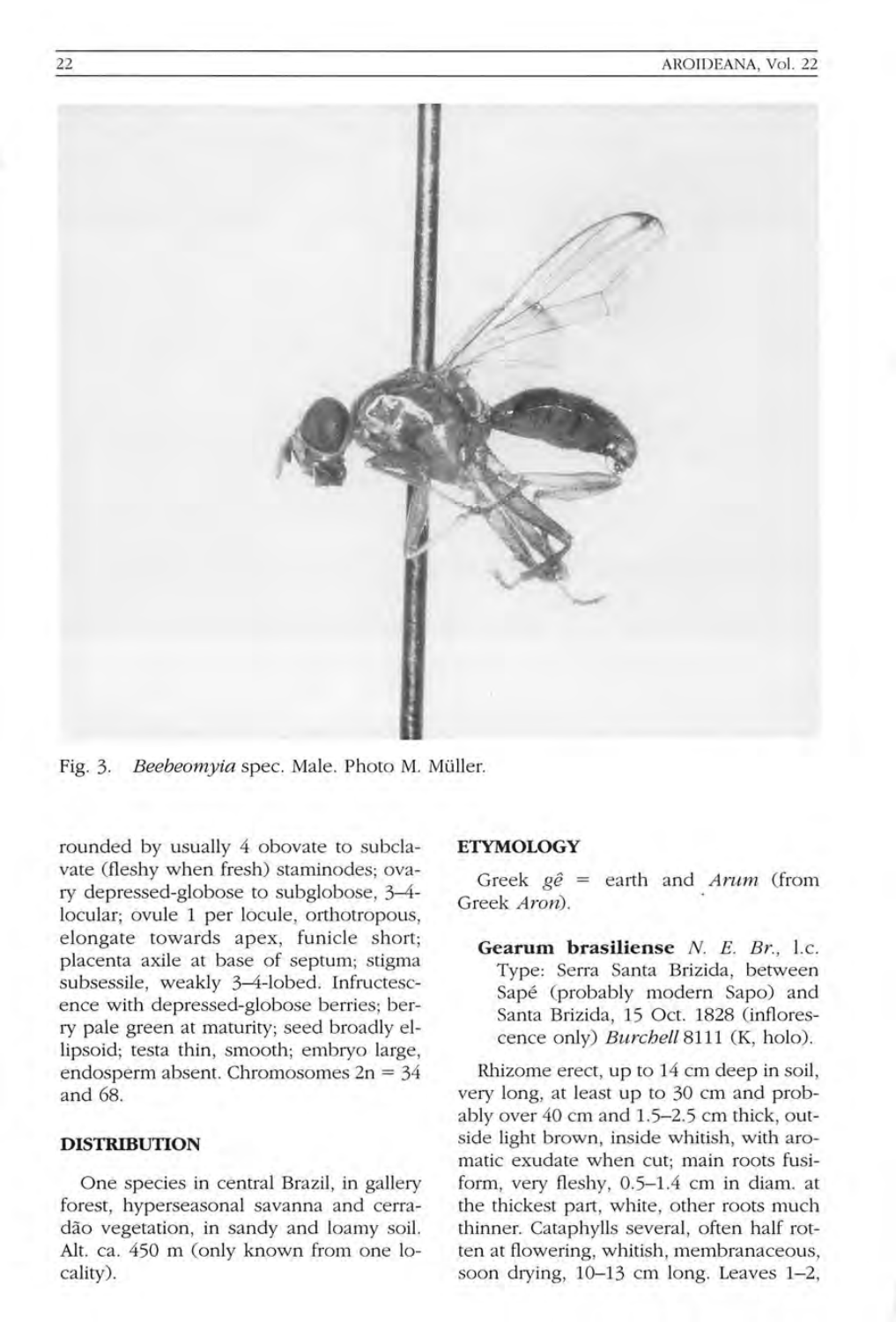Fig. 3. *Beebeomyia* spec. Male. Photo M. Müller.

rounded by usually 4 obovate to subclavate (fleshy when fresh) staminodes; ovary depressed-globose to subglobose, 3–4-locular; ovule 1 per locule, orthotropous, elongate towards apex, funicle short; placenta axile at base of septum; stigma subsessile, weakly 3–4-lobed. Infructescence with depressed-globose berries; berry pale green at maturity; seed broadly ellipsoid; testa thin, smooth; embryo large, endosperm absent. Chromosomes 2n = 34 and 68.

## DISTRIBUTION

One species in central Brazil, in gallery forest, hyperseasonal savanna and cerradão vegetation, in sandy and loamy soil. Alt. ca. 450 m (only known from one locality).

## ETYMOLOGY

Greek *gê* = earth and *Arum* (from Greek *Aron*).

**Gearum brasiliense** *N. E. Br.*, l.c. Type: Serra Santa Brizida, between Sapé (probably modern Sapo) and Santa Brizida, 15 Oct. 1828 (inflorescence only) *Burchell* 8111 (K, holo).

Rhizome erect, up to 14 cm deep in soil, very long, at least up to 30 cm and probably over 40 cm and 1.5–2.5 cm thick, outside light brown, inside whitish, with aromatic exudate when cut; main roots fusiform, very fleshy, 0.5–1.4 cm in diam. at the thickest part, white, other roots much thinner. Cataphylls several, often half rotten at flowering, whitish, membranaceous, soon drying, 10–13 cm long. Leaves 1–2,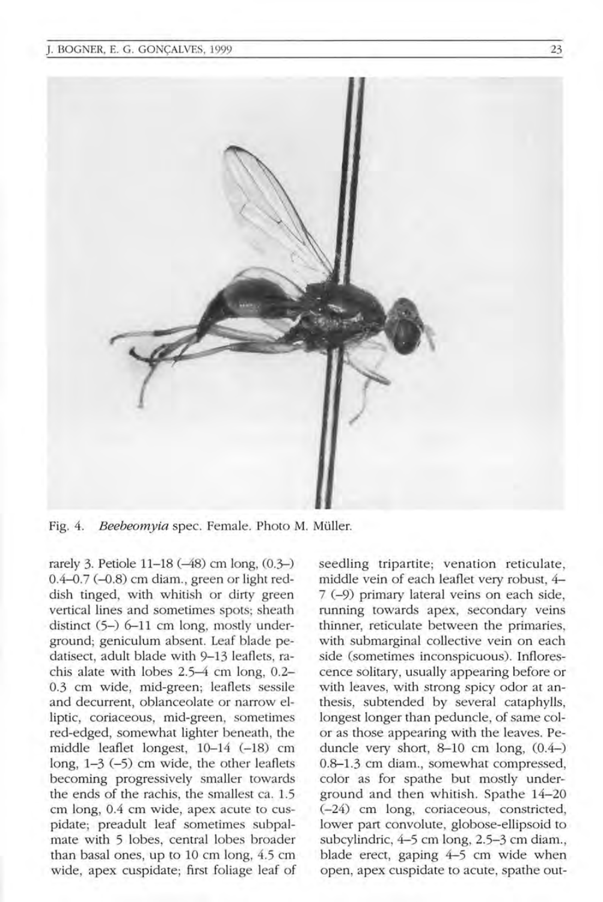Fig. 4. *Beebeomyia* spec. Female. Photo M. Müller.

rarely 3. Petiole 11–18 (–48) cm long, (0.3–) 0.4–0.7 (–0.8) cm diam., green or light reddish tinged, with whitish or dirty green vertical lines and sometimes spots; sheath distinct (5–) 6–11 cm long, mostly underground; geniculum absent. Leaf blade pedatisect, adult blade with 9–13 leaflets, rachis alate with lobes 2.5–4 cm long, 0.2–0.3 cm wide, mid-green; leaflets sessile and decurrent, oblanceolate or narrow elliptic, coriaceous, mid-green, sometimes red-edged, somewhat lighter beneath, the middle leaflet longest, 10–14 (–18) cm long, 1–3 (–5) cm wide, the other leaflets becoming progressively smaller towards the ends of the rachis, the smallest ca. 1.5 cm long, 0.4 cm wide, apex acute to cuspidate; preadult leaf sometimes subpalmate with 5 lobes, central lobes broader than basal ones, up to 10 cm long, 4.5 cm wide, apex cuspidate; first foliage leaf of seedling tripartite; venation reticulate, middle vein of each leaflet very robust, 4–7 (–9) primary lateral veins on each side, running towards apex, secondary veins thinner, reticulate between the primaries, with submarginal collective vein on each side (sometimes inconspicuous). Inflorescence solitary, usually appearing before or with leaves, with strong spicy odor at anthesis, subtended by several cataphylls, longest longer than peduncle, of same color as those appearing with the leaves. Peduncle very short, 8–10 cm long, (0.4–) 0.8–1.3 cm diam., somewhat compressed, color as for spathe but mostly underground and then whitish. Spathe 14–20 (–24) cm long, coriaceous, constricted, lower part convolute, globose-ellipsoid to subcylindric, 4–5 cm long, 2.5–3 cm diam., blade erect, gaping 4–5 cm wide when open, apex cuspidate to acute, spathe out-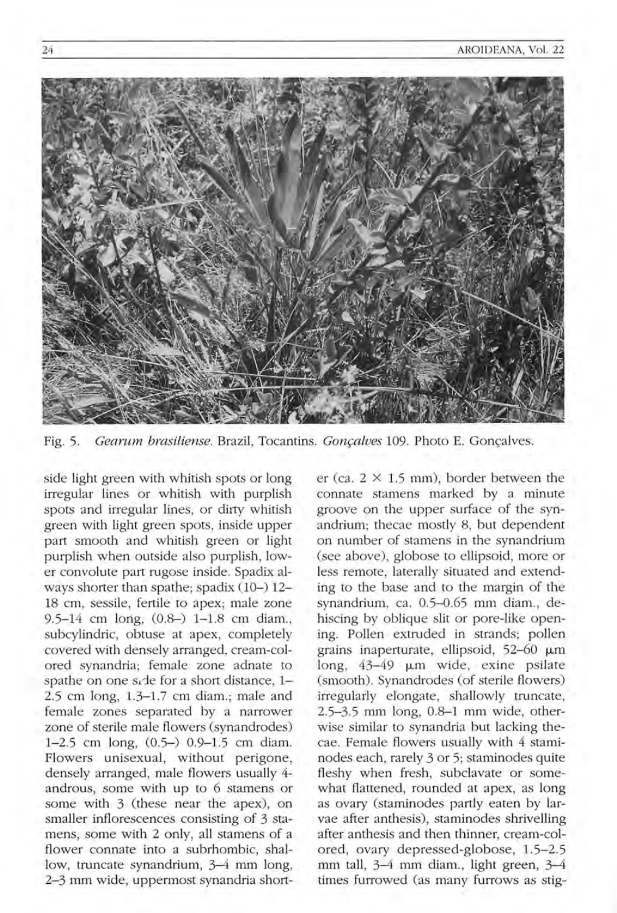Fig. 5. *Gearum brasiliense*. Brazil, Tocantins. *Gonçalves* 109. Photo E. Gonçalves.

side light green with whitish spots or long irregular lines or whitish with purplish spots and irregular lines, or dirty whitish green with light green spots, inside upper part smooth and whitish green or light purplish when outside also purplish, lower convolute part rugose inside. Spadix always shorter than spathe; spadix (10–) 12–18 cm, sessile, fertile to apex; male zone 9.5–14 cm long, (0.8–) 1–1.8 cm diam., subcylindric, obtuse at apex, completely covered with densely arranged, cream-colored synandria; female zone adnate to spathe on one side for a short distance, 1–2.5 cm long, 1.3–1.7 cm diam.; male and female zones separated by a narrower zone of sterile male flowers (synandrodes) 1–2.5 cm long, (0.5–) 0.9–1.5 cm diam. Flowers unisexual, without perigone, densely arranged, male flowers usually 4-androus, some with up to 6 stamens or some with 3 (these near the apex), on smaller inflorescences consisting of 3 stamens, some with 2 only, all stamens of a flower connate into a subrhombic, shallow, truncate synandrium, 3–4 mm long, 2–3 mm wide, uppermost synandria shorter (ca. 2 × 1.5 mm), border between the connate stamens marked by a minute groove on the upper surface of the synandrium; thecae mostly 8, but dependent on number of stamens in the synandrium (see above), globose to ellipsoid, more or less remote, laterally situated and extending to the base and to the margin of the synandrium, ca. 0.5–0.65 mm diam., dehiscing by oblique slit or pore-like opening. Pollen extruded in strands; pollen grains inaperturate, ellipsoid, 52–60 μm long, 43–49 μm wide, exine psilate (smooth). Synandrodes (of sterile flowers) irregularly elongate, shallowly truncate, 2.5–3.5 mm long, 0.8–1 mm wide, otherwise similar to synandria but lacking thecae. Female flowers usually with 4 staminodes each, rarely 3 or 5; staminodes quite fleshy when fresh, subclavate or somewhat flattened, rounded at apex, as long as ovary (staminodes partly eaten by larvae after anthesis), staminodes shrivelling after anthesis and then thinner, cream-colored, ovary depressed-globose, 1.5–2.5 mm tall, 3–4 mm diam., light green, 3–4 times furrowed (as many furrows as stig-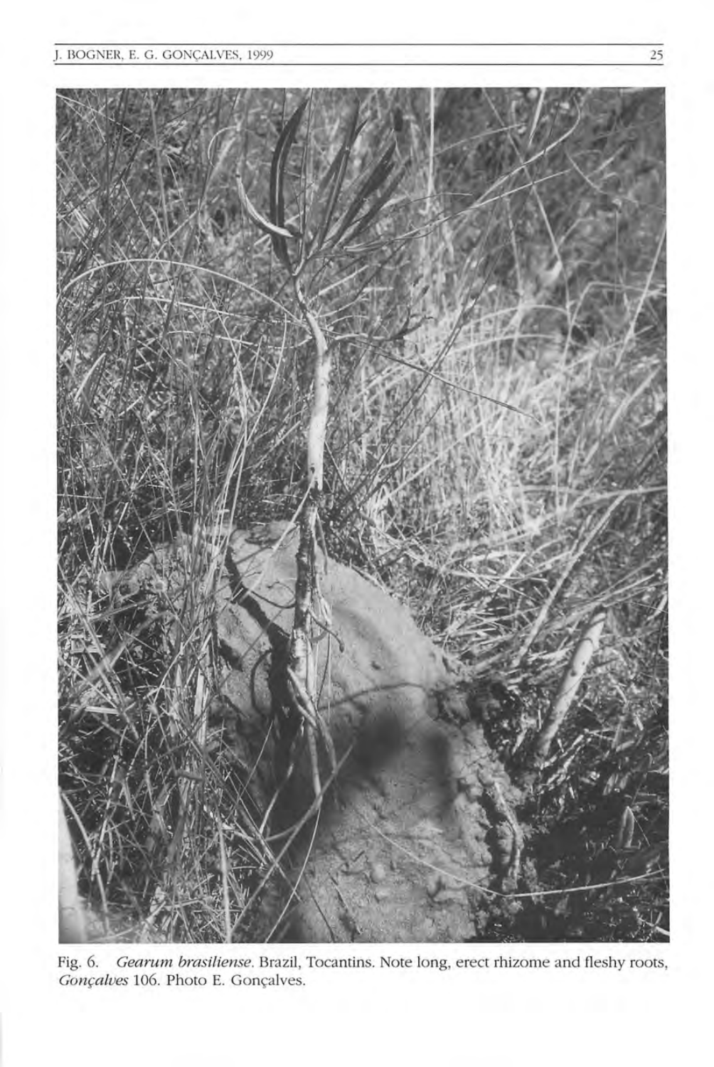Fig. 6. *Gearum brasiliense*. Brazil, Tocantins. Note long, erect rhizome and fleshy roots, *Gonçalves* 106. Photo E. Gonçalves.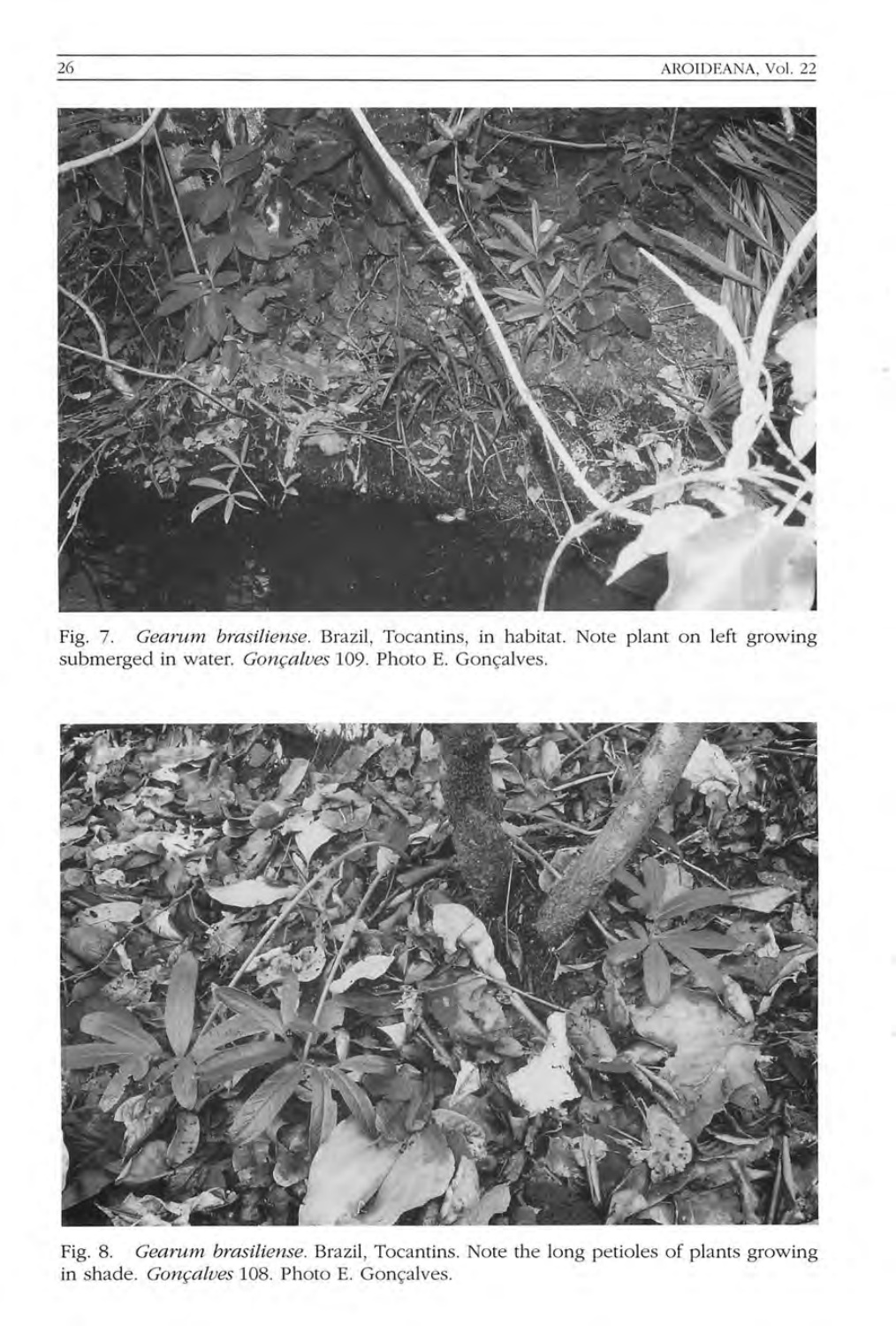Fig. 7. *Gearum brasiliense*. Brazil, Tocantins, in habitat. Note plant on left growing submerged in water. *Gonçalves* 109. Photo E. Gonçalves.

Fig. 8. *Gearum brasiliense*. Brazil, Tocantins. Note the long petioles of plants growing in shade. *Gonçalves* 108. Photo E. Gonçalves.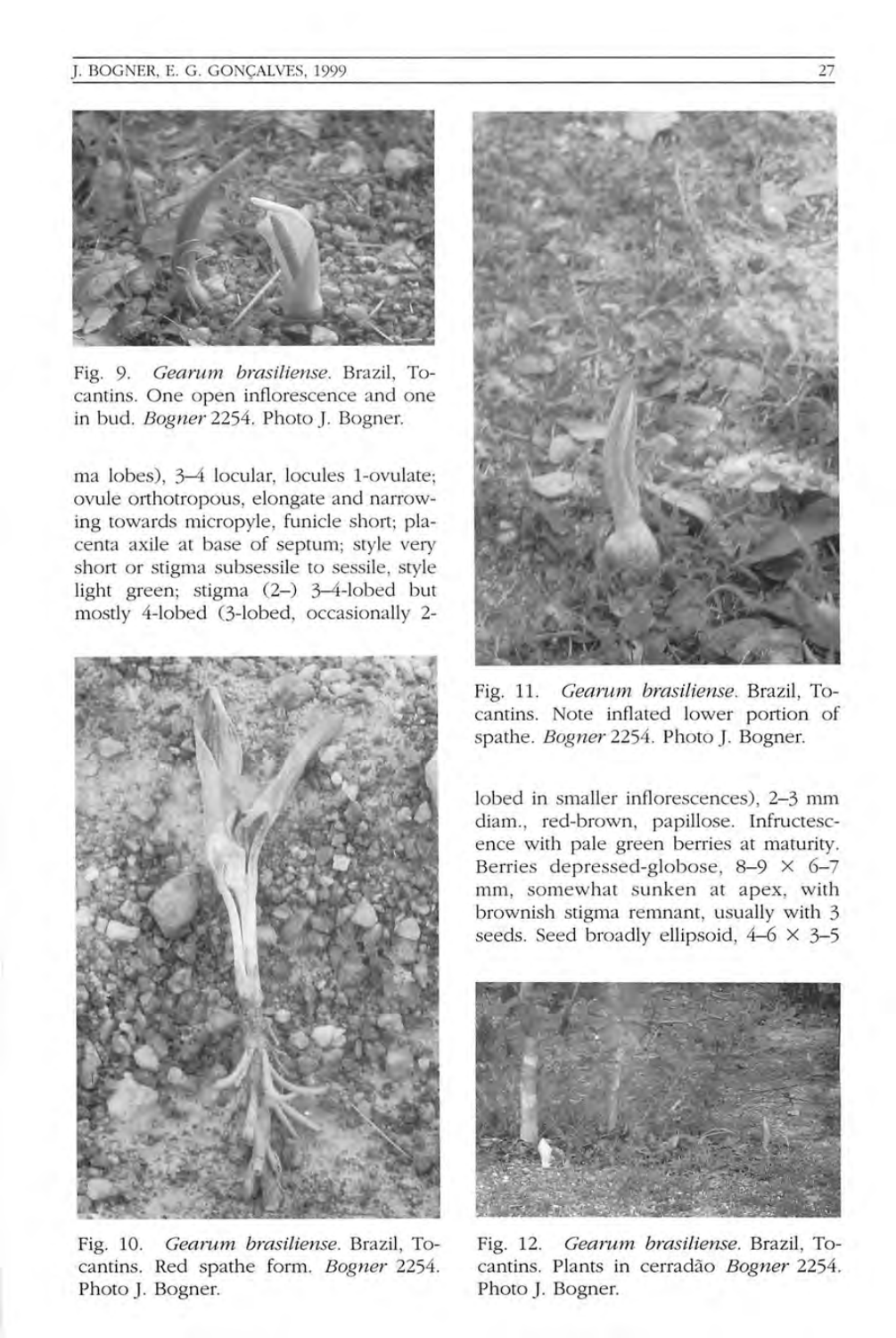Fig. 9. *Gearum brasiliense*. Brazil, Tocantins. One open inflorescence and one in bud. *Bogner* 2254. Photo J. Bogner.

ma lobes), 3–4 locular, locules 1-ovulate; ovule orthotropous, elongate and narrowing towards micropyle, funicle short; placenta axile at base of septum; style very short or stigma subsessile to sessile, style light green; stigma (2–) 3–4-lobed but mostly 4-lobed (3-lobed, occasionally 2-lobed in smaller inflorescences), 2–3 mm diam., red-brown, papillose. Infructescence with pale green berries at maturity. Berries depressed-globose, 8–9 × 6–7 mm, somewhat sunken at apex, with brownish stigma remnant, usually with 3 seeds. Seed broadly ellipsoid, 4–6 × 3–5

Fig. 10. *Gearum brasiliense*. Brazil, Tocantins. Red spathe form. *Bogner* 2254. Photo J. Bogner.

Fig. 11. *Gearum brasiliense*. Brazil, Tocantins. Note inflated lower portion of spathe. *Bogner* 2254. Photo J. Bogner.

Fig. 12. *Gearum brasiliense*. Brazil, Tocantins. Plants in cerradão *Bogner* 2254. Photo J. Bogner.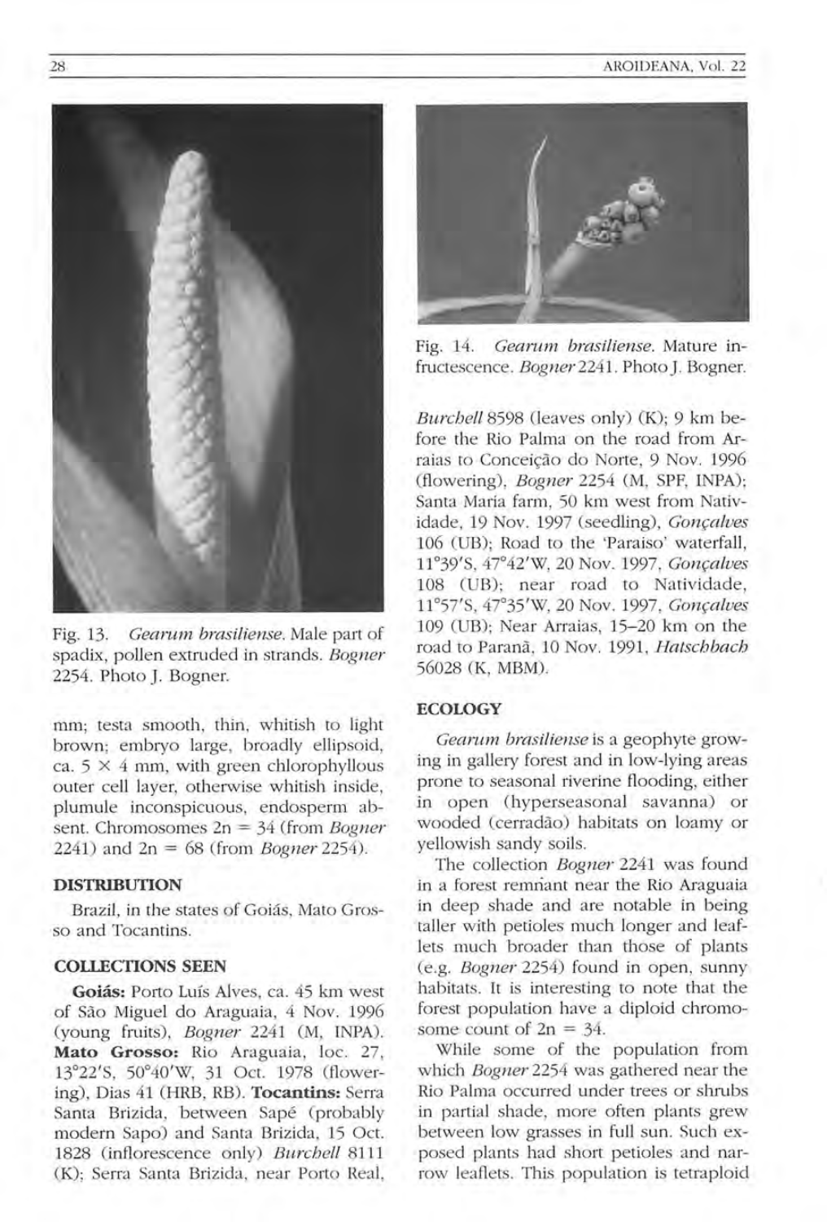Fig. 13. *Gearum brasiliense.* Male part of spadix, pollen extruded in strands. *Bogner* 2254. Photo J. Bogner.

Fig. 14. *Gearum brasiliense.* Mature infructescence. *Bogner* 2241. Photo J. Bogner.

mm; testa smooth, thin, whitish to light brown; embryo large, broadly ellipsoid, ca. 5 × 4 mm, with green chlorophyllous outer cell layer, otherwise whitish inside, plumule inconspicuous, endosperm absent. Chromosomes 2n = 34 (from *Bogner* 2241) and 2n = 68 (from *Bogner* 2254).

## DISTRIBUTION

Brazil, in the states of Goiás, Mato Grosso and Tocantins.

## COLLECTIONS SEEN

**Goiás:** Porto Luís Alves, ca. 45 km west of São Miguel do Araguaia, 4 Nov. 1996 (young fruits), *Bogner* 2241 (M, INPA). **Mato Grosso:** Rio Araguaia, loc. 27, 13°22'S, 50°40'W, 31 Oct. 1978 (flowering), Dias 41 (HRB, RB). **Tocantins:** Serra Santa Brizida, between Sapé (probably modern Sapo) and Santa Brizida, 15 Oct. 1828 (inflorescence only) *Burchell* 8111 (K); Serra Santa Brizida, near Porto Real, *Burchell* 8598 (leaves only) (K); 9 km before the Rio Palma on the road from Arraias to Conceição do Norte, 9 Nov. 1996 (flowering), *Bogner* 2254 (M, SPF, INPA); Santa Maria farm, 50 km west from Natividade, 19 Nov. 1997 (seedling), *Gonçalves* 106 (UB); Road to the 'Paraiso' waterfall, 11°39'S, 47°42'W, 20 Nov. 1997, *Gonçalves* 108 (UB); near road to Natividade, 11°57'S, 47°35'W, 20 Nov. 1997, *Gonçalves* 109 (UB); Near Arraias, 15–20 km on the road to Paranã, 10 Nov. 1991, *Hatschbach* 56028 (K, MBM).

## ECOLOGY

*Gearum brasiliense* is a geophyte growing in gallery forest and in low-lying areas prone to seasonal riverine flooding, either in open (hyperseasonal savanna) or wooded (cerradão) habitats on loamy or yellowish sandy soils.

The collection *Bogner* 2241 was found in a forest remnant near the Rio Araguaia in deep shade and are notable in being taller with petioles much longer and leaflets much broader than those of plants (e.g. *Bogner* 2254) found in open, sunny habitats. It is interesting to note that the forest population have a diploid chromosome count of 2n = 34.

While some of the population from which *Bogner* 2254 was gathered near the Rio Palma occurred under trees or shrubs in partial shade, more often plants grew between low grasses in full sun. Such exposed plants had short petioles and narrow leaflets. This population is tetraploid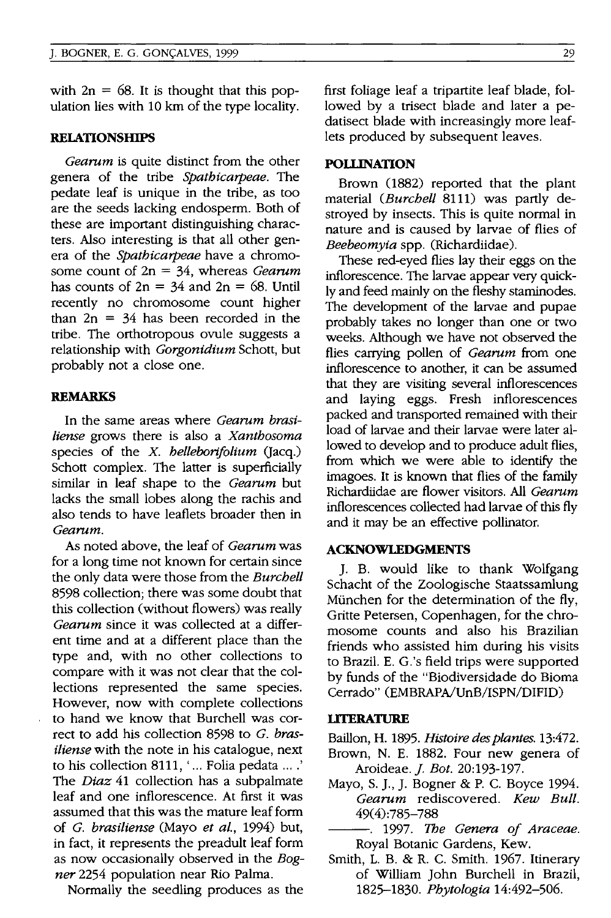with $2n = 68$. It is thought that this population lies with 10 km of the type locality.

## RELATIONSHIPS

*Gearum* is quite distinct from the other genera of the tribe *Spathicarpeae*. The pedate leaf is unique in the tribe, as too are the seeds lacking endosperm. Both of these are important distinguishing characters. Also interesting is that all other genera of the *Spathicarpeae* have a chromosome count of $2n = 34$, whereas *Gearum* has counts of $2n = 34$ and $2n = 68$. Until recently no chromosome count higher than $2n = 34$ has been recorded in the tribe. The orthotropous ovule suggests a relationship with *Gorgonidium* Schott, but probably not a close one.

## REMARKS

In the same areas where *Gearum brasiliense* grows there is also a *Xanthosoma* species of the *X. helleborifolium* (Jacq.) Schott complex. The latter is superficially similar in leaf shape to the *Gearum* but lacks the small lobes along the rachis and also tends to have leaflets broader then in *Gearum*.

As noted above, the leaf of *Gearum* was for a long time not known for certain since the only data were those from the *Burchell* 8598 collection; there was some doubt that this collection (without flowers) was really *Gearum* since it was collected at a different time and at a different place than the type and, with no other collections to compare with it was not clear that the collections represented the same species. However, now with complete collections to hand we know that Burchell was correct to add his collection 8598 to *G. brasiliense* with the note in his catalogue, next to his collection 8111, '... Folia pedata ... .' The *Diaz* 41 collection has a subpalmate leaf and one inflorescence. At first it was assumed that this was the mature leaf form of *G. brasiliense* (Mayo *et al.*, 1994) but, in fact, it represents the preadult leaf form as now occasionally observed in the *Bogner* 2254 population near Rio Palma.

Normally the seedling produces as the first foliage leaf a tripartite leaf blade, followed by a trisect blade and later a pedatisect blade with increasingly more leaflets produced by subsequent leaves.

## POLLINATION

Brown (1882) reported that the plant material (*Burchell* 8111) was partly destroyed by insects. This is quite normal in nature and is caused by larvae of flies of *Beebeomyia* spp. (Richardiidae).

These red-eyed flies lay their eggs on the inflorescence. The larvae appear very quickly and feed mainly on the fleshy staminodes. The development of the larvae and pupae probably takes no longer than one or two weeks. Although we have not observed the flies carrying pollen of *Gearum* from one inflorescence to another, it can be assumed that they are visiting several inflorescences and laying eggs. Fresh inflorescences packed and transported remained with their load of larvae and their larvae were later allowed to develop and to produce adult flies, from which we were able to identify the imagoes. It is known that flies of the family Richardiidae are flower visitors. All *Gearum* inflorescences collected had larvae of this fly and it may be an effective pollinator.

## ACKNOWLEDGMENTS

J. B. would like to thank Wolfgang Schacht of the Zoologische Staatssamlung München for the determination of the fly, Gritte Petersen, Copenhagen, for the chromosome counts and also his Brazilian friends who assisted him during his visits to Brazil. E. G.'s field trips were supported by funds of the "Biodiversidade do Bioma Cerrado" (EMBRAPA/UnB/ISPN/DIFID)

## LITERATURE

Baillon, H. 1895. *Histoire des plantes.* 13:472.

Brown, N. E. 1882. Four new genera of Aroideae. *J. Bot.* 20:193-197.

Mayo, S. J., J. Bogner & P. C. Boyce 1994. *Gearum* rediscovered. *Kew Bull.* 49(4):785–788

———. 1997. *The Genera of Araceae.* Royal Botanic Gardens, Kew.

Smith, L. B. & R. C. Smith. 1967. Itinerary of William John Burchell in Brazil, 1825–1830. *Phytologia* 14:492–506.